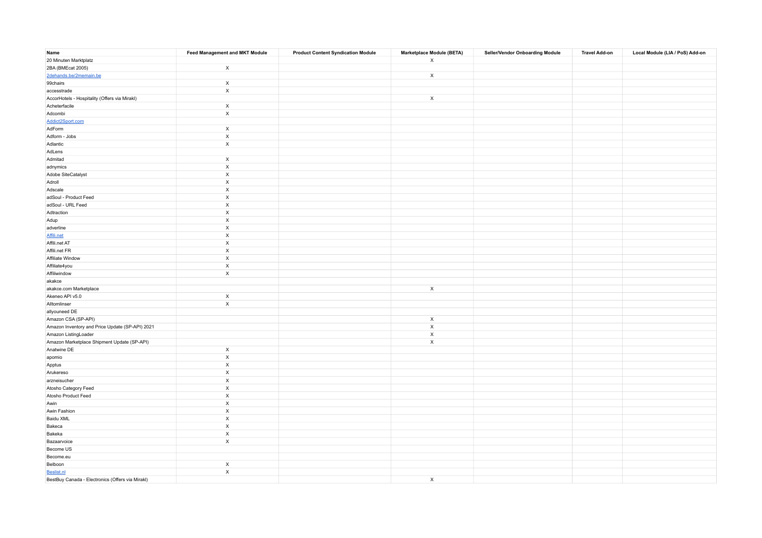| Name | Feed Management and MKT Module | Product Content Syndication Module | Marketplace Module (BETA) | Seller/Vendor Onboarding Module | Travel Add-on | Local Module (LIA / PoS) Add-on |
|---|---|---|---|---|---|---|
| 20 Minuten Marktplatz | | | X | | | |
| 2BA (BMEcat 2005) | X | | | | | |
| 2dehands.be/2memain.be | | | X | | | |
| 99chairs | X | | | | | |
| accesstrade | X | | | | | |
| AccorHotels - Hospitality (Offers via Mirakl) | | | X | | | |
| Acheterfacile | X | | | | | |
| Adcombi | X | | | | | |
| Addict2Sport.com | | | | | | |
| AdForm | X | | | | | |
| Adform - Jobs | X | | | | | |
| Adlantic | X | | | | | |
| AdLens | | | | | | |
| Admitad | X | | | | | |
| adnymics | X | | | | | |
| Adobe SiteCatalyst | X | | | | | |
| Adroll | X | | | | | |
| Adscale | X | | | | | |
| adSoul - Product Feed | X | | | | | |
| adSoul - URL Feed | X | | | | | |
| Adtraction | X | | | | | |
| Adup | X | | | | | |
| adverline | X | | | | | |
| Affili.net | X | | | | | |
| Affili.net AT | X | | | | | |
| Affili.net FR | X | | | | | |
| Affiliate Window | X | | | | | |
| Affiliate4you | X | | | | | |
| Affiliwindow | X | | | | | |
| akakce | | | | | | |
| akakce.com Marketplace | | | X | | | |
| Akeneo API v5.0 | X | | | | | |
| Alltomlinser | X | | | | | |
| allyouneed DE | | | | | | |
| Amazon CSA (SP-API) | | | X | | | |
| Amazon Inventory and Price Update (SP-API) 2021 | | | X | | | |
| Amazon ListingLoader | | | X | | | |
| Amazon Marketplace Shipment Update (SP-API) | | | X | | | |
| Anatwine DE | X | | | | | |
| apomio | X | | | | | |
| Apptus | X | | | | | |
| Arukereso | X | | | | | |
| arzneisucher | X | | | | | |
| Atosho Category Feed | X | | | | | |
| Atosho Product Feed | X | | | | | |
| Awin | X | | | | | |
| Awin Fashion | X | | | | | |
| Baidu XML | X | | | | | |
| Bakeca | X | | | | | |
| Bakeka | X | | | | | |
| Bazaarvoice | X | | | | | |
| Become US | | | | | | |
| Become.eu | | | | | | |
| Belboon | X | | | | | |
| Beslist.nl | X | | | | | |
| BestBuy Canada - Electronics (Offers via Mirakl) | | | X | | | |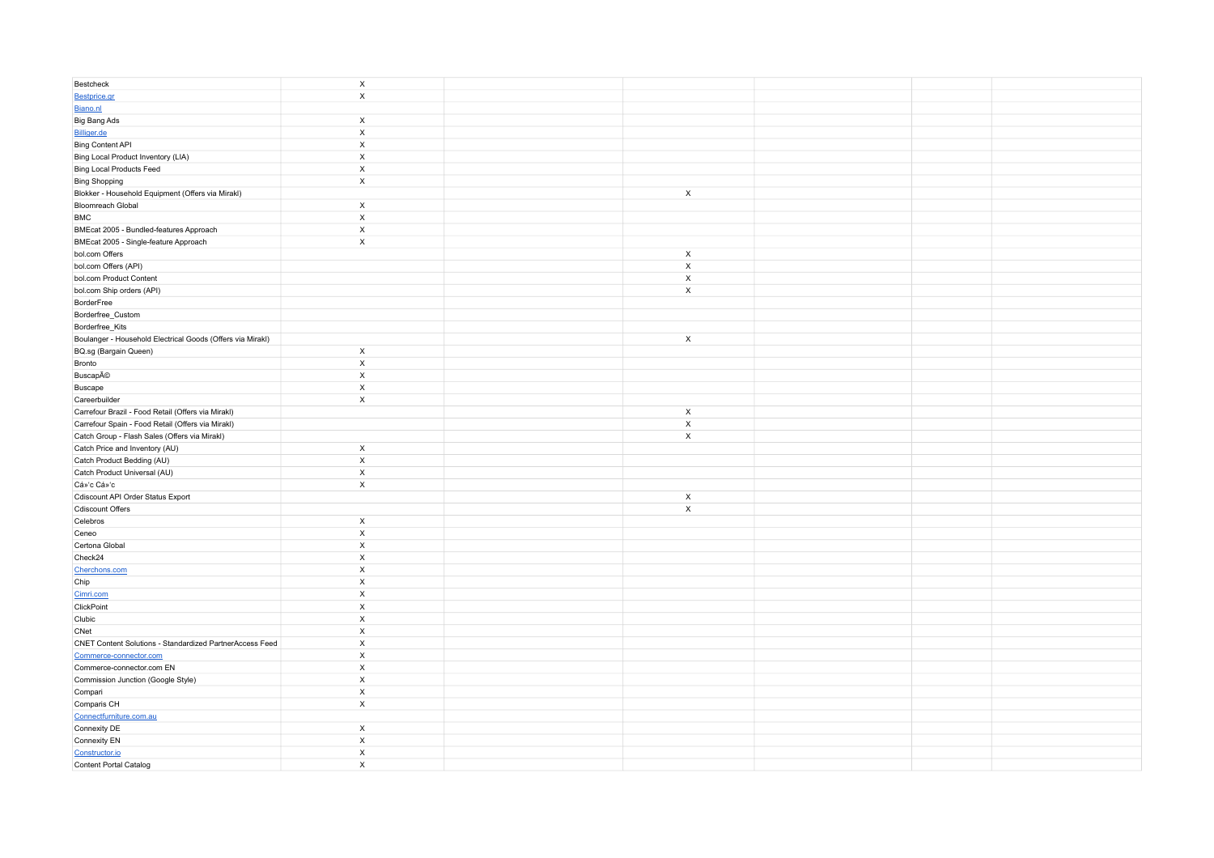| Bestcheck | X | | | | | |
|---|---|---|---|---|---|---|
| Bestprice.gr | X | | | | | |
| Biano.nl | | | | | | |
| Big Bang Ads | X | | | | | |
| Billiger.de | X | | | | | |
| Bing Content API | X | | | | | |
| Bing Local Product Inventory (LIA) | X | | | | | |
| Bing Local Products Feed | X | | | | | |
| Bing Shopping | X | | | | | |
| Blokker - Household Equipment (Offers via Mirakl) | | | X | | | |
| Bloomreach Global | X | | | | | |
| BMC | X | | | | | |
| BMEcat 2005 - Bundled-features Approach | X | | | | | |
| BMEcat 2005 - Single-feature Approach | X | | | | | |
| bol.com Offers | | | X | | | |
| bol.com Offers (API) | | | X | | | |
| bol.com Product Content | | | X | | | |
| bol.com Ship orders (API) | | | X | | | |
| BorderFree | | | | | | |
| Borderfree_Custom | | | | | | |
| Borderfree_Kits | | | | | | |
| Boulanger - Household Electrical Goods (Offers via Mirakl) | | | X | | | |
| BQ.sg (Bargain Queen) | X | | | | | |
| Bronto | X | | | | | |
| BuscapÃ© | X | | | | | |
| Buscape | X | | | | | |
| Careerbuilder | X | | | | | |
| Carrefour Brazil - Food Retail (Offers via Mirakl) | | | X | | | |
| Carrefour Spain - Food Retail (Offers via Mirakl) | | | X | | | |
| Catch Group - Flash Sales (Offers via Mirakl) | | | X | | | |
| Catch Price and Inventory (AU) | X | | | | | |
| Catch Product Bedding (AU) | X | | | | | |
| Catch Product Universal (AU) | X | | | | | |
| Cá»'c Cá»'c | X | | | | | |
| Cdiscount API Order Status Export | | | X | | | |
| Cdiscount Offers | | | X | | | |
| Celebros | X | | | | | |
| Ceneo | X | | | | | |
| Certona Global | X | | | | | |
| Check24 | X | | | | | |
| Cherchons.com | X | | | | | |
| Chip | X | | | | | |
| Cimri.com | X | | | | | |
| ClickPoint | X | | | | | |
| Clubic | X | | | | | |
| CNet | X | | | | | |
| CNET Content Solutions - Standardized PartnerAccess Feed | X | | | | | |
| Commerce-connector.com | X | | | | | |
| Commerce-connector.com EN | X | | | | | |
| Commission Junction (Google Style) | X | | | | | |
| Compari | X | | | | | |
| Comparis CH | X | | | | | |
| Connectfurniture.com.au | | | | | | |
| Connexity DE | X | | | | | |
| Connexity EN | X | | | | | |
| Constructor.io | X | | | | | |
| Content Portal Catalog | X | | | | | |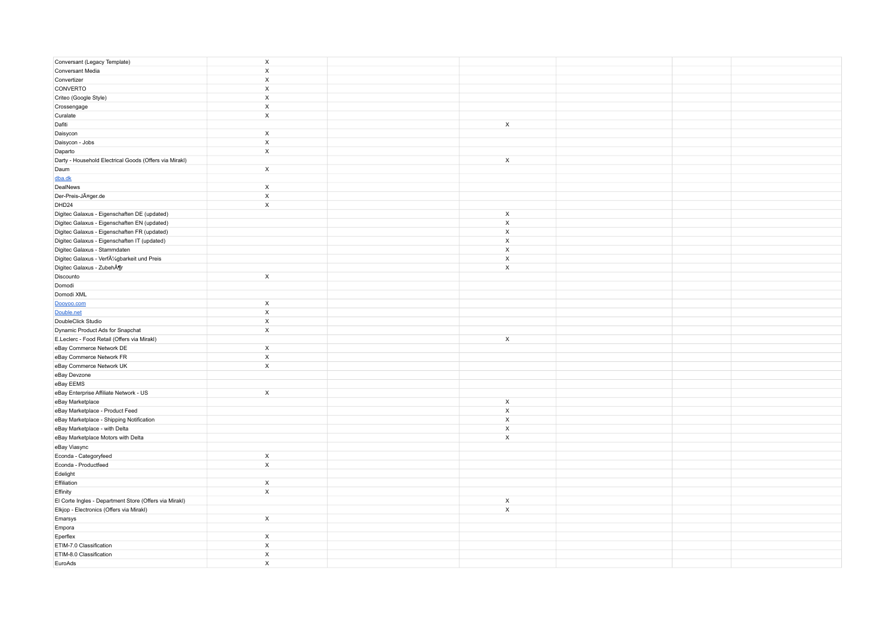| | | | | | | |
|---|---|---|---|---|---|---|
| Conversant (Legacy Template) | X | | | | | |
| Conversant Media | X | | | | | |
| Convertizer | X | | | | | |
| CONVERTO | X | | | | | |
| Criteo (Google Style) | X | | | | | |
| Crossengage | X | | | | | |
| Curalate | X | | | | | |
| Dafiti | | | X | | | |
| Daisycon | X | | | | | |
| Daisycon - Jobs | X | | | | | |
| Daparto | X | | | | | |
| Darty - Household Electrical Goods (Offers via Mirakl) | | | X | | | |
| Daum | X | | | | | |
| dba.dk | | | | | | |
| DealNews | X | | | | | |
| Der-Preis-JÃ¤ger.de | X | | | | | |
| DHD24 | X | | | | | |
| Digitec Galaxus - Eigenschaften DE (updated) | | | X | | | |
| Digitec Galaxus - Eigenschaften EN (updated) | | | X | | | |
| Digitec Galaxus - Eigenschaften FR (updated) | | | X | | | |
| Digitec Galaxus - Eigenschaften IT (updated) | | | X | | | |
| Digitec Galaxus - Stammdaten | | | X | | | |
| Digitec Galaxus - VerfÃ¼gbarkeit und Preis | | | X | | | |
| Digitec Galaxus - ZubehÃ¶r | | | X | | | |
| Discounto | X | | | | | |
| Domodi | | | | | | |
| Domodi XML | | | | | | |
| Dooyoo.com | X | | | | | |
| Double.net | X | | | | | |
| DoubleClick Studio | X | | | | | |
| Dynamic Product Ads for Snapchat | X | | | | | |
| E.Leclerc - Food Retail (Offers via Mirakl) | | | X | | | |
| eBay Commerce Network DE | X | | | | | |
| eBay Commerce Network FR | X | | | | | |
| eBay Commerce Network UK | X | | | | | |
| eBay Devzone | | | | | | |
| eBay EEMS | | | | | | |
| eBay Enterprise Affiliate Network - US | X | | | | | |
| eBay Marketplace | | | X | | | |
| eBay Marketplace - Product Feed | | | X | | | |
| eBay Marketplace - Shipping Notification | | | X | | | |
| eBay Marketplace - with Delta | | | X | | | |
| eBay Marketplace Motors with Delta | | | X | | | |
| eBay Viasync | | | | | | |
| Econda - Categoryfeed | X | | | | | |
| Econda - Productfeed | X | | | | | |
| Edelight | | | | | | |
| Effiliation | X | | | | | |
| Effinity | X | | | | | |
| El Corte Ingles - Department Store (Offers via Mirakl) | | | X | | | |
| Elkjop - Electronics (Offers via Mirakl) | | | X | | | |
| Emarsys | X | | | | | |
| Empora | | | | | | |
| Eperflex | X | | | | | |
| ETIM-7.0 Classification | X | | | | | |
| ETIM-8.0 Classification | X | | | | | |
| EuroAds | X | | | | | |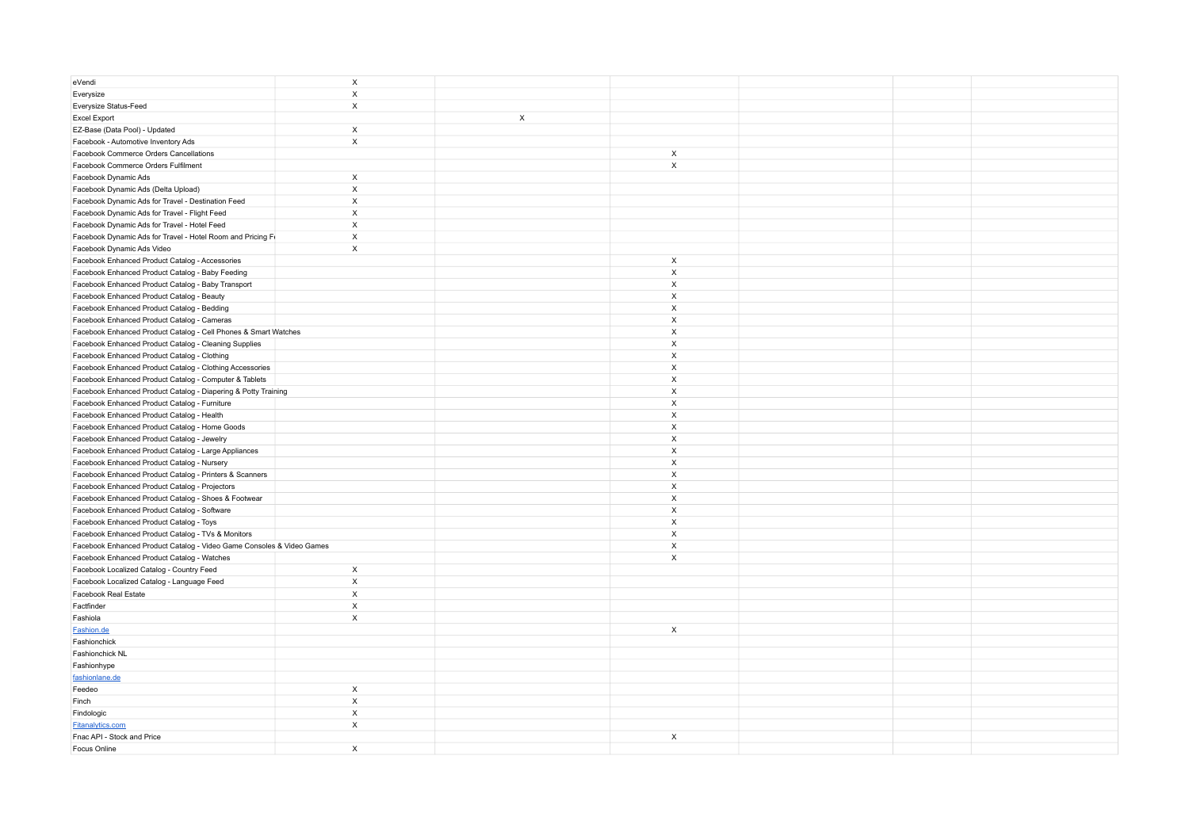| | | | | | | |
|---|---|---|---|---|---|---|
| eVendi | X | | | | | |
| Everysize | X | | | | | |
| Everysize Status-Feed | X | | | | | |
| Excel Export | | X | | | | |
| EZ-Base (Data Pool) - Updated | X | | | | | |
| Facebook - Automotive Inventory Ads | X | | | | | |
| Facebook Commerce Orders Cancellations | | | X | | | |
| Facebook Commerce Orders Fulfilment | | | X | | | |
| Facebook Dynamic Ads | X | | | | | |
| Facebook Dynamic Ads (Delta Upload) | X | | | | | |
| Facebook Dynamic Ads for Travel - Destination Feed | X | | | | | |
| Facebook Dynamic Ads for Travel - Flight Feed | X | | | | | |
| Facebook Dynamic Ads for Travel - Hotel Feed | X | | | | | |
| Facebook Dynamic Ads for Travel - Hotel Room and Pricing Fe | X | | | | | |
| Facebook Dynamic Ads Video | X | | | | | |
| Facebook Enhanced Product Catalog - Accessories | | | X | | | |
| Facebook Enhanced Product Catalog - Baby Feeding | | | X | | | |
| Facebook Enhanced Product Catalog - Baby Transport | | | X | | | |
| Facebook Enhanced Product Catalog - Beauty | | | X | | | |
| Facebook Enhanced Product Catalog - Bedding | | | X | | | |
| Facebook Enhanced Product Catalog - Cameras | | | X | | | |
| Facebook Enhanced Product Catalog - Cell Phones & Smart Watches | | | X | | | |
| Facebook Enhanced Product Catalog - Cleaning Supplies | | | X | | | |
| Facebook Enhanced Product Catalog - Clothing | | | X | | | |
| Facebook Enhanced Product Catalog - Clothing Accessories | | | X | | | |
| Facebook Enhanced Product Catalog - Computer & Tablets | | | X | | | |
| Facebook Enhanced Product Catalog - Diapering & Potty Training | | | X | | | |
| Facebook Enhanced Product Catalog - Furniture | | | X | | | |
| Facebook Enhanced Product Catalog - Health | | | X | | | |
| Facebook Enhanced Product Catalog - Home Goods | | | X | | | |
| Facebook Enhanced Product Catalog - Jewelry | | | X | | | |
| Facebook Enhanced Product Catalog - Large Appliances | | | X | | | |
| Facebook Enhanced Product Catalog - Nursery | | | X | | | |
| Facebook Enhanced Product Catalog - Printers & Scanners | | | X | | | |
| Facebook Enhanced Product Catalog - Projectors | | | X | | | |
| Facebook Enhanced Product Catalog - Shoes & Footwear | | | X | | | |
| Facebook Enhanced Product Catalog - Software | | | X | | | |
| Facebook Enhanced Product Catalog - Toys | | | X | | | |
| Facebook Enhanced Product Catalog - TVs & Monitors | | | X | | | |
| Facebook Enhanced Product Catalog - Video Game Consoles & Video Games | | | X | | | |
| Facebook Enhanced Product Catalog - Watches | | | X | | | |
| Facebook Localized Catalog - Country Feed | X | | | | | |
| Facebook Localized Catalog - Language Feed | X | | | | | |
| Facebook Real Estate | X | | | | | |
| Factfinder | X | | | | | |
| Fashiola | X | | | | | |
| Fashion.de | | | X | | | |
| Fashionchick | | | | | | |
| Fashionchick NL | | | | | | |
| Fashionhype | | | | | | |
| fashionlane.de | | | | | | |
| Feedeo | X | | | | | |
| Finch | X | | | | | |
| Findologic | X | | | | | |
| Fitanalytics.com | X | | | | | |
| Fnac API - Stock and Price | | | X | | | |
| Focus Online | X | | | | | |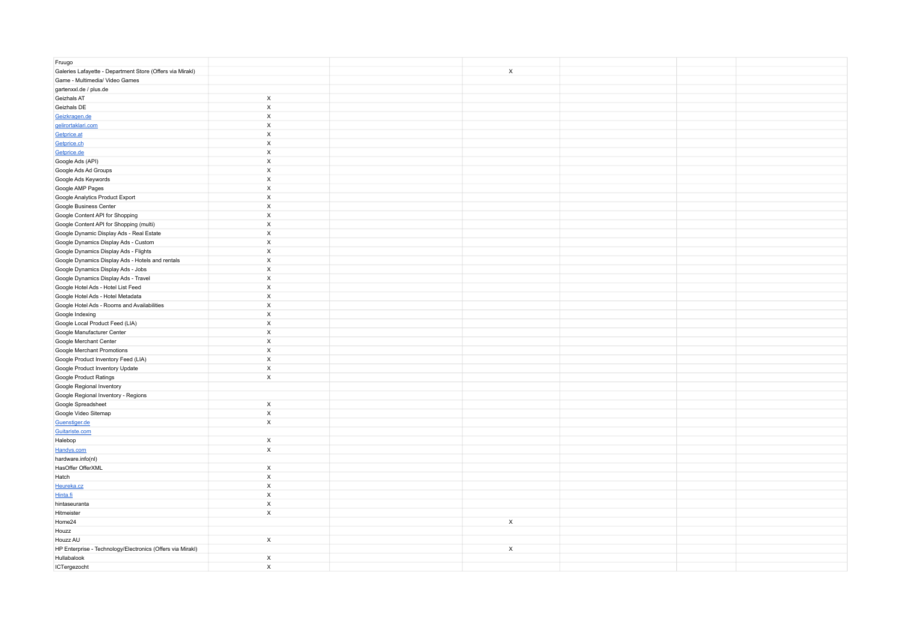| | | | | | | |
|---|---|---|---|---|---|---|
| Fruugo | | | | | | |
| Galeries Lafayette - Department Store (Offers via Mirakl) | | | X | | | |
| Game - Multimedia/ Video Games | | | | | | |
| gartenxxl.de / plus.de | | | | | | |
| Geizhals AT | X | | | | | |
| Geizhals DE | X | | | | | |
| Geizkragen.de | X | | | | | |
| gelirortaklari.com | X | | | | | |
| Getprice.at | X | | | | | |
| Getprice.ch | X | | | | | |
| Getprice.de | X | | | | | |
| Google Ads (API) | X | | | | | |
| Google Ads Ad Groups | X | | | | | |
| Google Ads Keywords | X | | | | | |
| Google AMP Pages | X | | | | | |
| Google Analytics Product Export | X | | | | | |
| Google Business Center | X | | | | | |
| Google Content API for Shopping | X | | | | | |
| Google Content API for Shopping (multi) | X | | | | | |
| Google Dynamic Display Ads - Real Estate | X | | | | | |
| Google Dynamics Display Ads - Custom | X | | | | | |
| Google Dynamics Display Ads - Flights | X | | | | | |
| Google Dynamics Display Ads - Hotels and rentals | X | | | | | |
| Google Dynamics Display Ads - Jobs | X | | | | | |
| Google Dynamics Display Ads - Travel | X | | | | | |
| Google Hotel Ads - Hotel List Feed | X | | | | | |
| Google Hotel Ads - Hotel Metadata | X | | | | | |
| Google Hotel Ads - Rooms and Availabilities | X | | | | | |
| Google Indexing | X | | | | | |
| Google Local Product Feed (LIA) | X | | | | | |
| Google Manufacturer Center | X | | | | | |
| Google Merchant Center | X | | | | | |
| Google Merchant Promotions | X | | | | | |
| Google Product Inventory Feed (LIA) | X | | | | | |
| Google Product Inventory Update | X | | | | | |
| Google Product Ratings | X | | | | | |
| Google Regional Inventory | | | | | | |
| Google Regional Inventory - Regions | | | | | | |
| Google Spreadsheet | X | | | | | |
| Google Video Sitemap | X | | | | | |
| Guenstiger.de | X | | | | | |
| Guitariste.com | | | | | | |
| Halebop | X | | | | | |
| Handys.com | X | | | | | |
| hardware.info(nl) | | | | | | |
| HasOffer OfferXML | X | | | | | |
| Hatch | X | | | | | |
| Heureka.cz | X | | | | | |
| Hinta.fi | X | | | | | |
| hintaseuranta | X | | | | | |
| Hitmeister | X | | | | | |
| Home24 | | | X | | | |
| Houzz | | | | | | |
| Houzz AU | X | | | | | |
| HP Enterprise - Technology/Electronics (Offers via Mirakl) | | | X | | | |
| Hullabalook | X | | | | | |
| ICTergezocht | X | | | | | |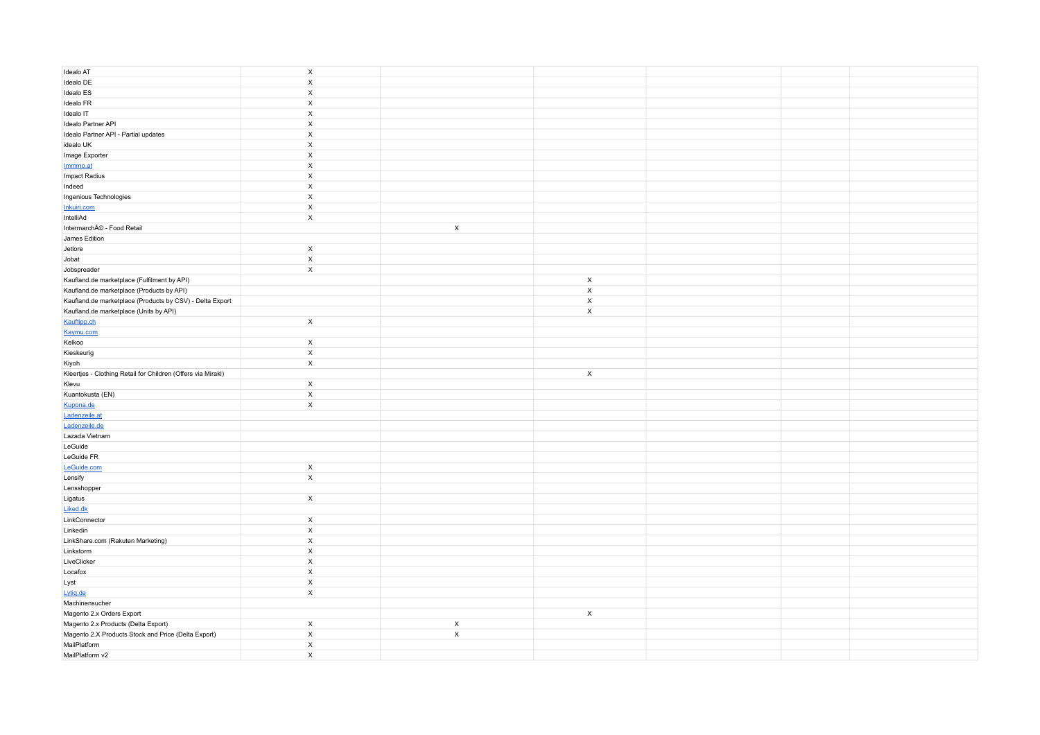| | | | | | | |
|---|---|---|---|---|---|---|
| Idealo AT | X | | | | | |
| Idealo DE | X | | | | | |
| Idealo ES | X | | | | | |
| Idealo FR | X | | | | | |
| Idealo IT | X | | | | | |
| Idealo Partner API | X | | | | | |
| Idealo Partner API - Partial updates | X | | | | | |
| idealo UK | X | | | | | |
| Image Exporter | X | | | | | |
| Immmo.at | X | | | | | |
| Impact Radius | X | | | | | |
| Indeed | X | | | | | |
| Ingenious Technologies | X | | | | | |
| Inkuiri.com | X | | | | | |
| IntelliAd | X | | | | | |
| IntermarchÃ© - Food Retail | | X | | | | |
| James Edition | | | | | | |
| Jetlore | X | | | | | |
| Jobat | X | | | | | |
| Jobspreader | X | | | | | |
| Kaufland.de marketplace (Fulfilment by API) | | | X | | | |
| Kaufland.de marketplace (Products by API) | | | X | | | |
| Kaufland.de marketplace (Products by CSV) - Delta Export | | | X | | | |
| Kaufland.de marketplace (Units by API) | | | X | | | |
| Kauftipp.ch | X | | | | | |
| Kaymu.com | | | | | | |
| Kelkoo | X | | | | | |
| Kieskeurig | X | | | | | |
| Kiyoh | X | | | | | |
| Kleertjes - Clothing Retail for Children (Offers via Mirakl) | | | X | | | |
| Klevu | X | | | | | |
| Kuantokusta (EN) | X | | | | | |
| Kupona.de | X | | | | | |
| Ladenzeile.at | | | | | | |
| Ladenzeile.de | | | | | | |
| Lazada Vietnam | | | | | | |
| LeGuide | | | | | | |
| LeGuide FR | | | | | | |
| LeGuide.com | X | | | | | |
| Lensify | X | | | | | |
| Lensshopper | | | | | | |
| Ligatus | X | | | | | |
| Liked.dk | | | | | | |
| LinkConnector | X | | | | | |
| Linkedin | X | | | | | |
| LinkShare.com (Rakuten Marketing) | X | | | | | |
| Linkstorm | X | | | | | |
| LiveClicker | X | | | | | |
| Locafox | X | | | | | |
| Lyst | X | | | | | |
| Lytiq.de | X | | | | | |
| Machinensucher | | | | | | |
| Magento 2.x Orders Export | | | X | | | |
| Magento 2.x Products (Delta Export) | X | X | | | | |
| Magento 2.X Products Stock and Price (Delta Export) | X | X | | | | |
| MailPlatform | X | | | | | |
| MailPlatform v2 | X | | | | | |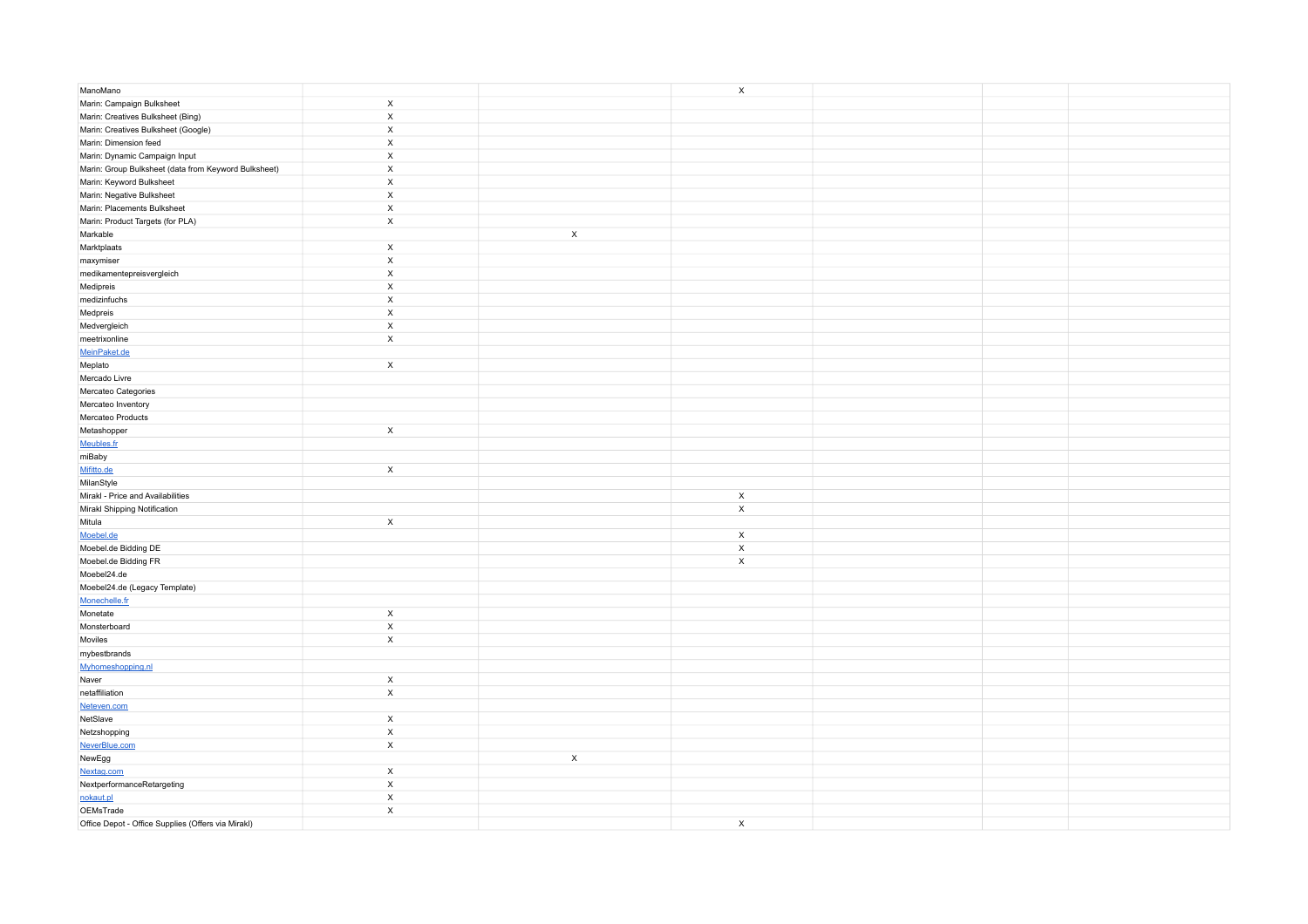| | | | | | | |
|---|---|---|---|---|---|---|
| ManoMano | | | X | | | |
| Marin: Campaign Bulksheet | X | | | | | |
| Marin: Creatives Bulksheet (Bing) | X | | | | | |
| Marin: Creatives Bulksheet (Google) | X | | | | | |
| Marin: Dimension feed | X | | | | | |
| Marin: Dynamic Campaign Input | X | | | | | |
| Marin: Group Bulksheet (data from Keyword Bulksheet) | X | | | | | |
| Marin: Keyword Bulksheet | X | | | | | |
| Marin: Negative Bulksheet | X | | | | | |
| Marin: Placements Bulksheet | X | | | | | |
| Marin: Product Targets (for PLA) | X | | | | | |
| Markable | | X | | | | |
| Marktplaats | X | | | | | |
| maxymiser | X | | | | | |
| medikamentepreisvergleich | X | | | | | |
| Medipreis | X | | | | | |
| medizinfuchs | X | | | | | |
| Medpreis | X | | | | | |
| Medvergleich | X | | | | | |
| meetrixonline | X | | | | | |
| MeinPaket.de | | | | | | |
| Meplato | X | | | | | |
| Mercado Livre | | | | | | |
| Mercateo Categories | | | | | | |
| Mercateo Inventory | | | | | | |
| Mercateo Products | | | | | | |
| Metashopper | X | | | | | |
| Meubles.fr | | | | | | |
| miBaby | | | | | | |
| Mifitto.de | X | | | | | |
| MilanStyle | | | | | | |
| Mirakl - Price and Availabilities | | | X | | | |
| Mirakl Shipping Notification | | | X | | | |
| Mitula | X | | | | | |
| Moebel.de | | | X | | | |
| Moebel.de Bidding DE | | | X | | | |
| Moebel.de Bidding FR | | | X | | | |
| Moebel24.de | | | | | | |
| Moebel24.de (Legacy Template) | | | | | | |
| Monechelle.fr | | | | | | |
| Monetate | X | | | | | |
| Monsterboard | X | | | | | |
| Moviles | X | | | | | |
| mybestbrands | | | | | | |
| Myhomeshopping.nl | | | | | | |
| Naver | X | | | | | |
| netaffiliation | X | | | | | |
| Neteven.com | | | | | | |
| NetSlave | X | | | | | |
| Netzshopping | X | | | | | |
| NeverBlue.com | X | | | | | |
| NewEgg | | X | | | | |
| Nextag.com | X | | | | | |
| NextperformanceRetargeting | X | | | | | |
| nokaut.pl | X | | | | | |
| OEMsTrade | X | | | | | |
| Office Depot - Office Supplies (Offers via Mirakl) | | | X | | | |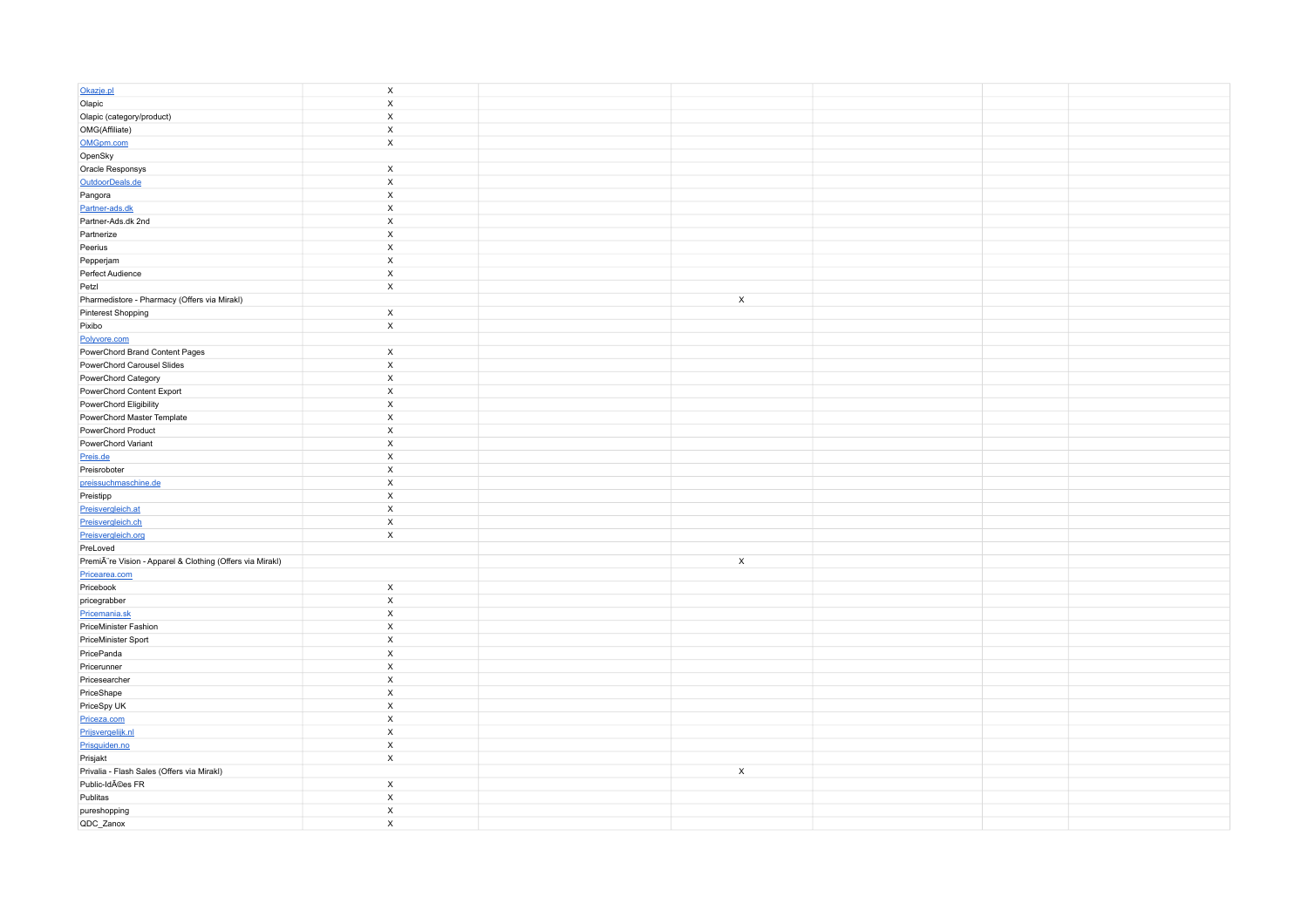| | | | | | | |
|---|---|---|---|---|---|---|
| Okazje.pl | X | | | | | |
| Olapic | X | | | | | |
| Olapic (category/product) | X | | | | | |
| OMG(Affiliate) | X | | | | | |
| OMGpm.com | X | | | | | |
| OpenSky | | | | | | |
| Oracle Responsys | X | | | | | |
| OutdoorDeals.de | X | | | | | |
| Pangora | X | | | | | |
| Partner-ads.dk | X | | | | | |
| Partner-Ads.dk 2nd | X | | | | | |
| Partnerize | X | | | | | |
| Peerius | X | | | | | |
| Pepperjam | X | | | | | |
| Perfect Audience | X | | | | | |
| Petzl | X | | | | | |
| Pharmedistore - Pharmacy (Offers via Mirakl) | | | X | | | |
| Pinterest Shopping | X | | | | | |
| Pixibo | X | | | | | |
| Polyvore.com | | | | | | |
| PowerChord Brand Content Pages | X | | | | | |
| PowerChord Carousel Slides | X | | | | | |
| PowerChord Category | X | | | | | |
| PowerChord Content Export | X | | | | | |
| PowerChord Eligibility | X | | | | | |
| PowerChord Master Template | X | | | | | |
| PowerChord Product | X | | | | | |
| PowerChord Variant | X | | | | | |
| Preis.de | X | | | | | |
| Preisroboter | X | | | | | |
| preissuchmaschine.de | X | | | | | |
| Preistipp | X | | | | | |
| Preisvergleich.at | X | | | | | |
| Preisvergleich.ch | X | | | | | |
| Preisvergleich.org | X | | | | | |
| PreLoved | | | | | | |
| PremiÃ¨re Vision - Apparel & Clothing (Offers via Mirakl) | | | X | | | |
| Pricearea.com | | | | | | |
| Pricebook | X | | | | | |
| pricegrabber | X | | | | | |
| Pricemania.sk | X | | | | | |
| PriceMinister Fashion | X | | | | | |
| PriceMinister Sport | X | | | | | |
| PricePanda | X | | | | | |
| Pricerunner | X | | | | | |
| Pricesearcher | X | | | | | |
| PriceShape | X | | | | | |
| PriceSpy UK | X | | | | | |
| Priceza.com | X | | | | | |
| Prijsvergelijk.nl | X | | | | | |
| Prisguiden.no | X | | | | | |
| Prisjakt | X | | | | | |
| Privalia - Flash Sales (Offers via Mirakl) | | | X | | | |
| Public-IdÃ©es FR | X | | | | | |
| Publitas | X | | | | | |
| pureshopping | X | | | | | |
| QDC_Zanox | X | | | | | |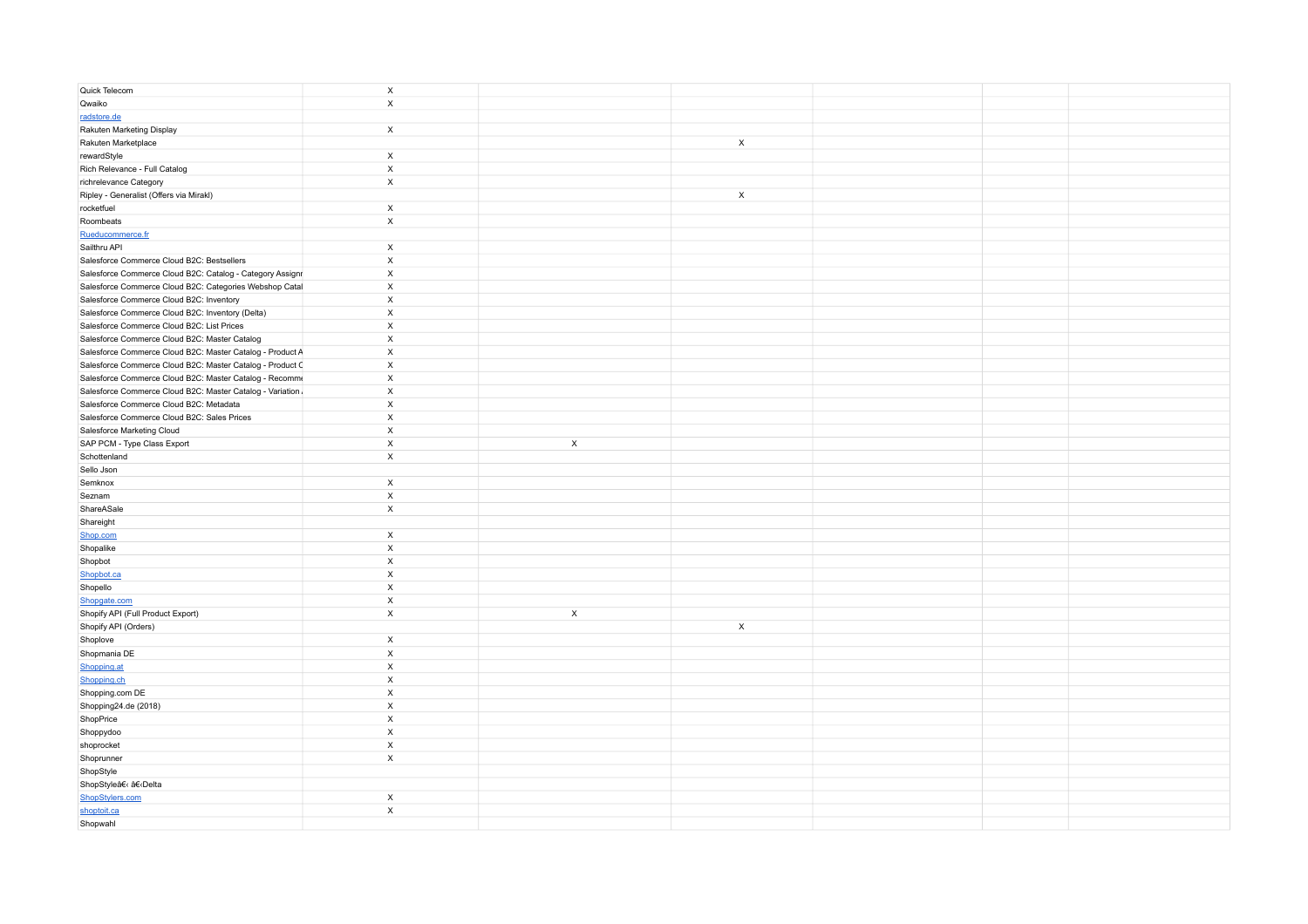| | | | | | | |
|---|---|---|---|---|---|---|
| Quick Telecom | X | | | | | |
| Qwaiko | X | | | | | |
| radstore.de | | | | | | |
| Rakuten Marketing Display | X | | | | | |
| Rakuten Marketplace | | | X | | | |
| rewardStyle | X | | | | | |
| Rich Relevance - Full Catalog | X | | | | | |
| richrelevance Category | X | | | | | |
| Ripley - Generalist (Offers via Mirakl) | | | X | | | |
| rocketfuel | X | | | | | |
| Roombeats | X | | | | | |
| Rueducommerce.fr | | | | | | |
| Sailthru API | X | | | | | |
| Salesforce Commerce Cloud B2C: Bestsellers | X | | | | | |
| Salesforce Commerce Cloud B2C: Catalog - Category Assignr | X | | | | | |
| Salesforce Commerce Cloud B2C: Categories Webshop Catal | X | | | | | |
| Salesforce Commerce Cloud B2C: Inventory | X | | | | | |
| Salesforce Commerce Cloud B2C: Inventory (Delta) | X | | | | | |
| Salesforce Commerce Cloud B2C: List Prices | X | | | | | |
| Salesforce Commerce Cloud B2C: Master Catalog | X | | | | | |
| Salesforce Commerce Cloud B2C: Master Catalog - Product A | X | | | | | |
| Salesforce Commerce Cloud B2C: Master Catalog - Product C | X | | | | | |
| Salesforce Commerce Cloud B2C: Master Catalog - Recomme | X | | | | | |
| Salesforce Commerce Cloud B2C: Master Catalog - Variation | X | | | | | |
| Salesforce Commerce Cloud B2C: Metadata | X | | | | | |
| Salesforce Commerce Cloud B2C: Sales Prices | X | | | | | |
| Salesforce Marketing Cloud | X | | | | | |
| SAP PCM - Type Class Export | X | X | | | | |
| Schottenland | X | | | | | |
| Sello Json | | | | | | |
| Semknox | X | | | | | |
| Seznam | X | | | | | |
| ShareASale | X | | | | | |
| Shareight | | | | | | |
| Shop.com | X | | | | | |
| Shopalike | X | | | | | |
| Shopbot | X | | | | | |
| Shopbot.ca | X | | | | | |
| Shopello | X | | | | | |
| Shopgate.com | X | | | | | |
| Shopify API (Full Product Export) | X | X | | | | |
| Shopify API (Orders) | | | X | | | |
| Shoplove | X | | | | | |
| Shopmania DE | X | | | | | |
| Shopping.at | X | | | | | |
| Shopping.ch | X | | | | | |
| Shopping.com DE | X | | | | | |
| Shopping24.de (2018) | X | | | | | |
| ShopPrice | X | | | | | |
| Shoppydoo | X | | | | | |
| shoprocket | X | | | | | |
| Shoprunner | X | | | | | |
| ShopStyle | | | | | | |
| ShopStyleâ€‹ â€‹Delta | | | | | | |
| ShopStylers.com | X | | | | | |
| shoptoit.ca | X | | | | | |
| Shopwahl | | | | | | |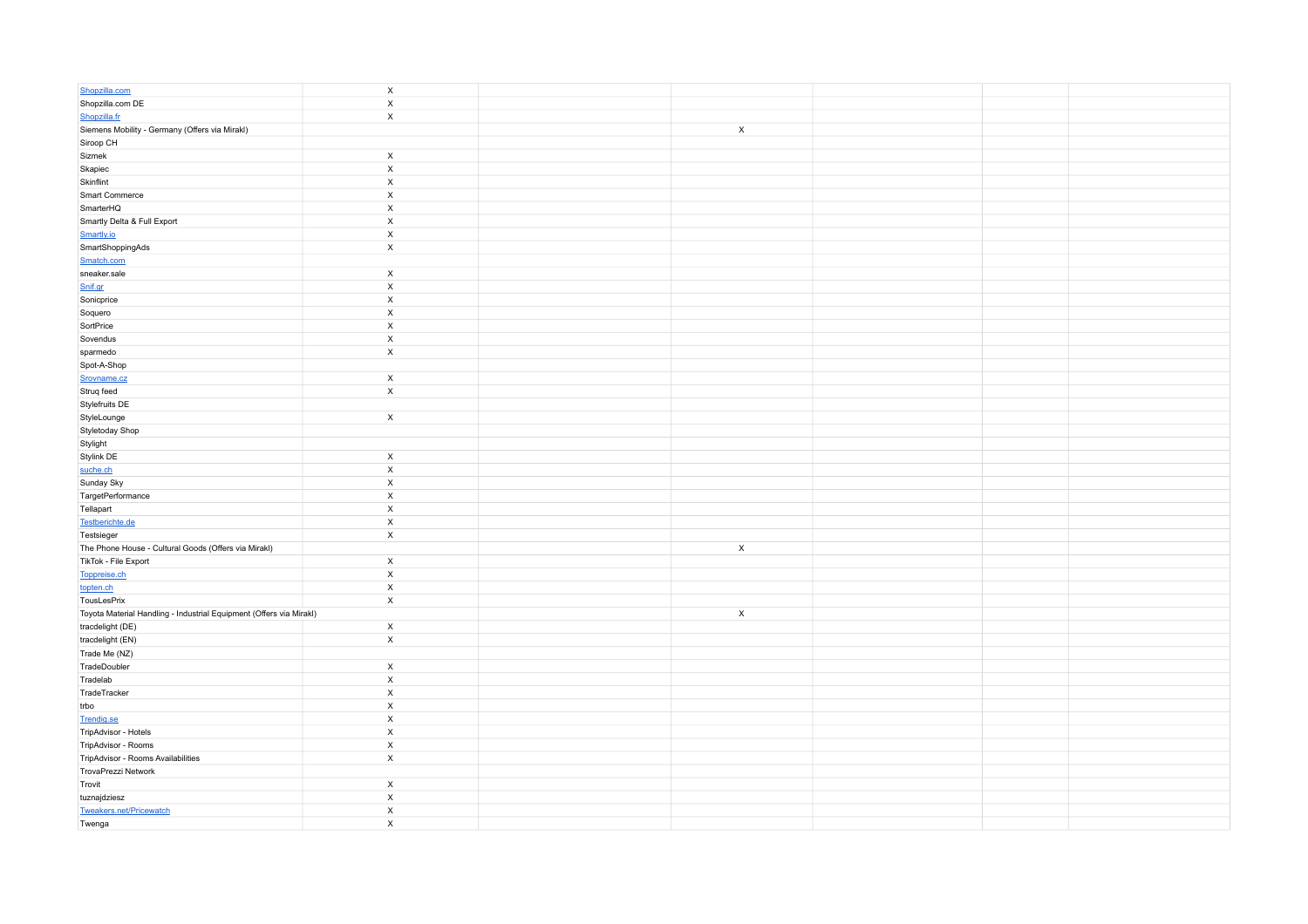| | | | | | | |
|---|---|---|---|---|---|---|
| Shopzilla.com | X | | | | | |
| Shopzilla.com DE | X | | | | | |
| Shopzilla.fr | X | | | | | |
| Siemens Mobility - Germany (Offers via Mirakl) | | | X | | | |
| Siroop CH | | | | | | |
| Sizmek | X | | | | | |
| Skapiec | X | | | | | |
| Skinflint | X | | | | | |
| Smart Commerce | X | | | | | |
| SmarterHQ | X | | | | | |
| Smartly Delta & Full Export | X | | | | | |
| Smartly.io | X | | | | | |
| SmartShoppingAds | X | | | | | |
| Smatch.com | | | | | | |
| sneaker.sale | X | | | | | |
| Snif.gr | X | | | | | |
| Sonicprice | X | | | | | |
| Soquero | X | | | | | |
| SortPrice | X | | | | | |
| Sovendus | X | | | | | |
| sparmedo | X | | | | | |
| Spot-A-Shop | | | | | | |
| Srovname.cz | X | | | | | |
| Struq feed | X | | | | | |
| Stylefruits DE | | | | | | |
| StyleLounge | X | | | | | |
| Styletoday Shop | | | | | | |
| Stylight | | | | | | |
| Stylink DE | X | | | | | |
| suche.ch | X | | | | | |
| Sunday Sky | X | | | | | |
| TargetPerformance | X | | | | | |
| Tellapart | X | | | | | |
| Testberichte.de | X | | | | | |
| Testsieger | X | | | | | |
| The Phone House - Cultural Goods (Offers via Mirakl) | | | X | | | |
| TikTok - File Export | X | | | | | |
| Toppreise.ch | X | | | | | |
| topten.ch | X | | | | | |
| TousLesPrix | X | | | | | |
| Toyota Material Handling - Industrial Equipment (Offers via Mirakl) | | | X | | | |
| tracdelight (DE) | X | | | | | |
| tracdelight (EN) | X | | | | | |
| Trade Me (NZ) | | | | | | |
| TradeDoubler | X | | | | | |
| Tradelab | X | | | | | |
| TradeTracker | X | | | | | |
| trbo | X | | | | | |
| Trendig.se | X | | | | | |
| TripAdvisor - Hotels | X | | | | | |
| TripAdvisor - Rooms | X | | | | | |
| TripAdvisor - Rooms Availabilities | X | | | | | |
| TrovaPrezzi Network | | | | | | |
| Trovit | X | | | | | |
| tuznajdziesz | X | | | | | |
| Tweakers.net/Pricewatch | X | | | | | |
| Twenga | X | | | | | |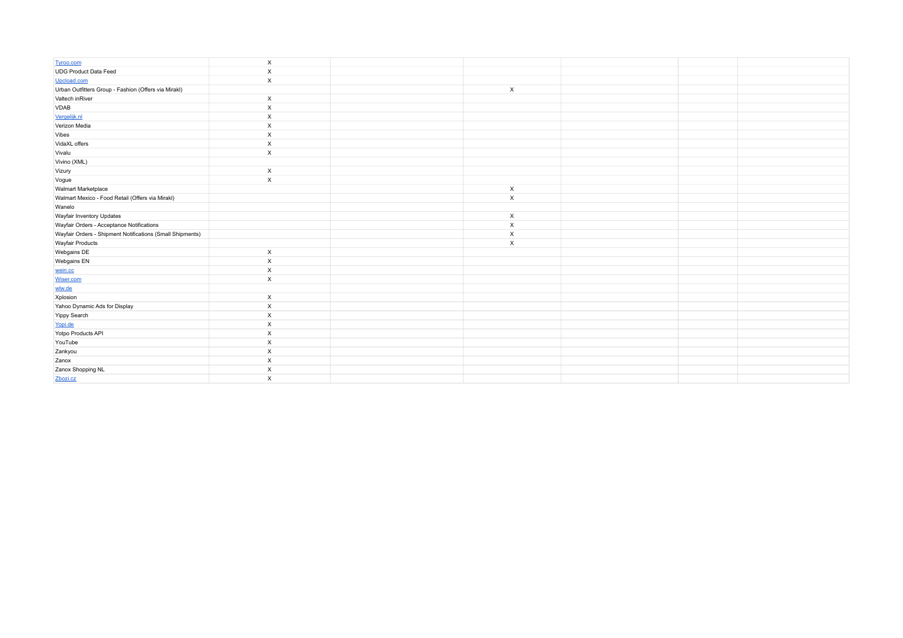| | | | | | | |
|---|---|---|---|---|---|---|
| Tyroo.com | X | | | | | |
| UDG Product Data Feed | X | | | | | |
| Upcload.com | X | | | | | |
| Urban Outfitters Group - Fashion (Offers via Mirakl) | | | X | | | |
| Valtech inRiver | X | | | | | |
| VDAB | X | | | | | |
| Vergelijk.nl | X | | | | | |
| Verizon Media | X | | | | | |
| Vibes | X | | | | | |
| VidaXL offers | X | | | | | |
| Vivalu | X | | | | | |
| Vivino (XML) | | | | | | |
| Vizury | X | | | | | |
| Vogue | X | | | | | |
| Walmart Marketplace | | | X | | | |
| Walmart Mexico - Food Retail (Offers via Mirakl) | | | X | | | |
| Wanelo | | | | | | |
| Wayfair Inventory Updates | | | X | | | |
| Wayfair Orders - Acceptance Notifications | | | X | | | |
| Wayfair Orders - Shipment Notifications (Small Shipments) | | | X | | | |
| Wayfair Products | | | X | | | |
| Webgains DE | X | | | | | |
| Webgains EN | X | | | | | |
| wein.cc | X | | | | | |
| Wiser.com | X | | | | | |
| wlw.de | | | | | | |
| Xplosion | X | | | | | |
| Yahoo Dynamic Ads for Display | X | | | | | |
| Yippy Search | X | | | | | |
| Yopi.de | X | | | | | |
| Yotpo Products API | X | | | | | |
| YouTube | X | | | | | |
| Zankyou | X | | | | | |
| Zanox | X | | | | | |
| Zanox Shopping NL | X | | | | | |
| Zbozi.cz | X | | | | | |